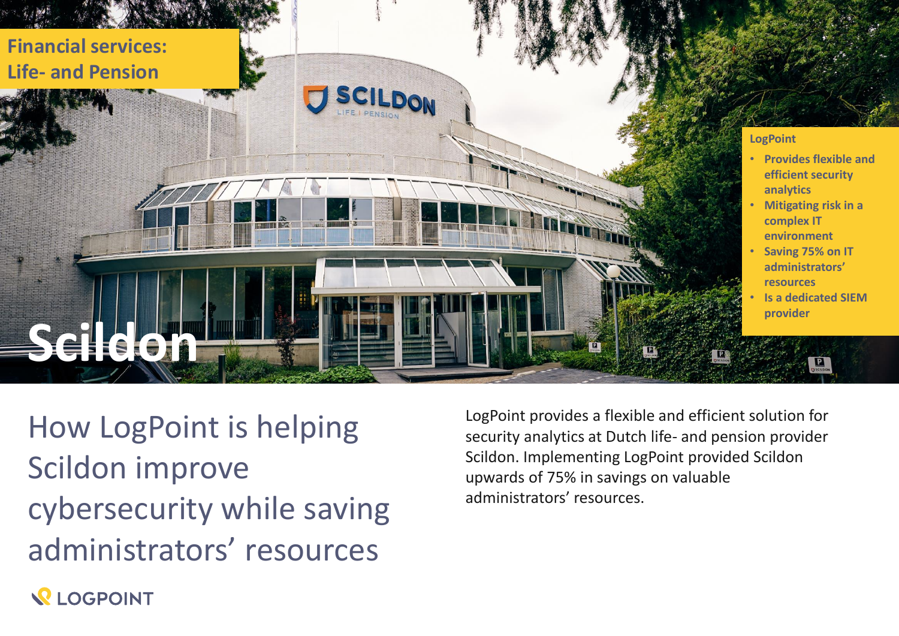**Financial services: Life- and Pension**

# Scildon

**LogPoint**

- **Provides flexible and efficient security analytics**
- **Mitigating risk in a complex IT environment**
- **Saving 75% on IT administrators' resources**
- **Is a dedicated SIEM provider**

## How LogPoint is helping Scildon improve cybersecurity while saving administrators' resources

LogPoint provides a flexible and efficient solution for security analytics at Dutch life- and pension provider Scildon. Implementing LogPoint provided Scildon upwards of 75% in savings on valuable administrators' resources.

LOGPOINT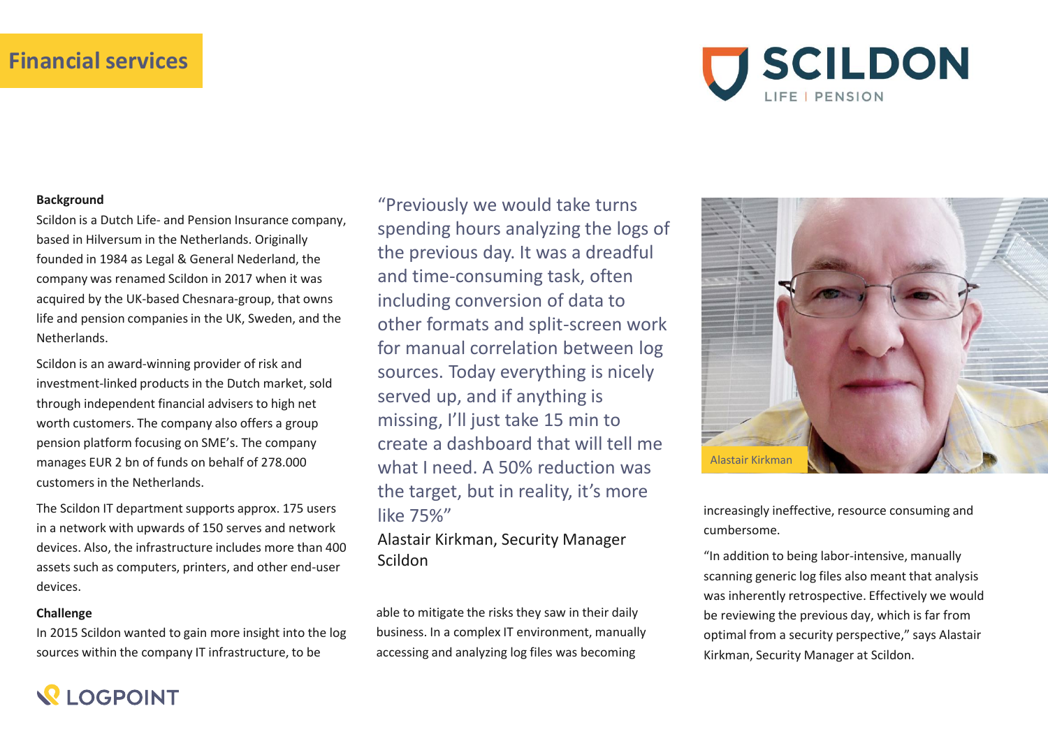# Financial services

SCILDON LIFE | PENSION

### Background

Scildon is a Dutch Life- and Pension Insurance company, based in Hilversum in the Netherlands. Originally founded in 1984 as Legal & General Nederland, the company was renamed Scildon in 2017 when it was acquired by the UK-based Chesnara-group, that owns life and pension companies in the UK, Sweden, and the Netherlands.

Scildon is an award-winning provider of risk and investment-linked products in the Dutch market, sold through independent financial advisers to high net worth customers. The company also offers a group pension platform focusing on SME's. The company manages EUR 2 bn of funds on behalf of 278.000 customers in the Netherlands.

The Scildon IT department supports approx. 175 users in a network with upwards of 150 serves and network devices. Also, the infrastructure includes more than 400 assets such as computers, printers, and other end-user devices.

### Challenge

In 2015 Scildon wanted to gain more insight into the log sources within the company IT infrastructure, to be able to mitigate the risks they saw in their daily business. In a complex IT environment, manually accessing and analyzing log files was becoming increasingly ineffective, resource consuming and cumbersome.

"In addition to being labor-intensive, manually scanning generic log files also meant that analysis was inherently retrospective. Effectively we would be reviewing the previous day, which is far from optimal from a security perspective," says Alastair Kirkman, Security Manager at Scildon.

> "Previously we would take turns spending hours analyzing the logs of the previous day. It was a dreadful and time-consuming task, often including conversion of data to other formats and split-screen work for manual correlation between log sources. Today everything is nicely served up, and if anything is missing, I'll just take 15 min to create a dashboard that will tell me what I need. A 50% reduction was the target, but in reality, it's more like 75%"
>
> Alastair Kirkman, Security Manager Scildon

Alastair Kirkman

LOGPOINT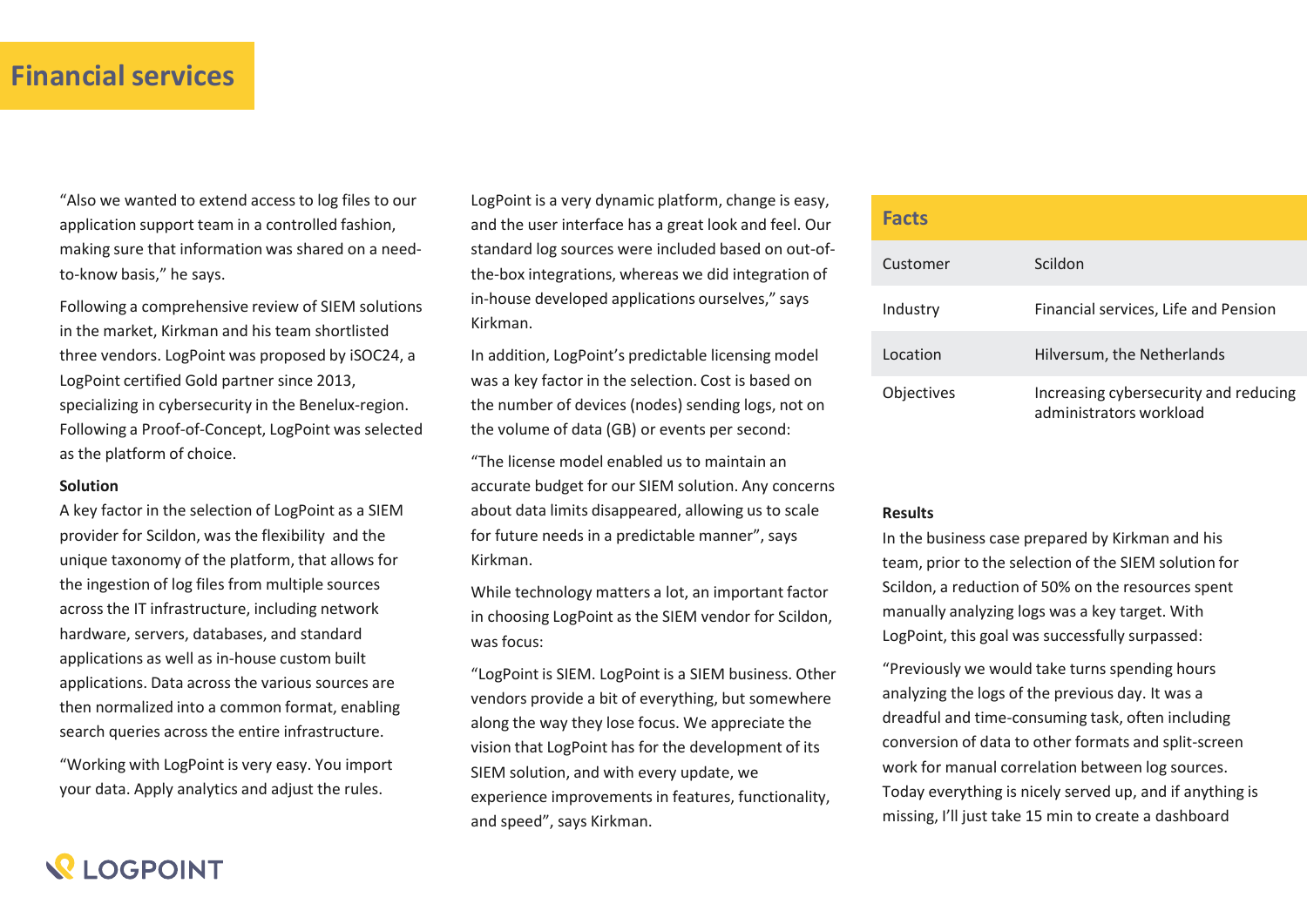## Financial services

“Also we wanted to extend access to log files to our application support team in a controlled fashion, making sure that information was shared on a need-to-know basis,” he says.

Following a comprehensive review of SIEM solutions in the market, Kirkman and his team shortlisted three vendors. LogPoint was proposed by iSOC24, a LogPoint certified Gold partner since 2013, specializing in cybersecurity in the Benelux-region. Following a Proof-of-Concept, LogPoint was selected as the platform of choice.

**Solution**

A key factor in the selection of LogPoint as a SIEM provider for Scildon, was the flexibility and the unique taxonomy of the platform, that allows for the ingestion of log files from multiple sources across the IT infrastructure, including network hardware, servers, databases, and standard applications as well as in-house custom built applications. Data across the various sources are then normalized into a common format, enabling search queries across the entire infrastructure.

“Working with LogPoint is very easy. You import your data. Apply analytics and adjust the rules. LogPoint is a very dynamic platform, change is easy, and the user interface has a great look and feel. Our standard log sources were included based on out-of-the-box integrations, whereas we did integration of in-house developed applications ourselves,” says Kirkman.

In addition, LogPoint’s predictable licensing model was a key factor in the selection. Cost is based on the number of devices (nodes) sending logs, not on the volume of data (GB) or events per second:

“The license model enabled us to maintain an accurate budget for our SIEM solution. Any concerns about data limits disappeared, allowing us to scale for future needs in a predictable manner”, says Kirkman.

While technology matters a lot, an important factor in choosing LogPoint as the SIEM vendor for Scildon, was focus:

“LogPoint is SIEM. LogPoint is a SIEM business. Other vendors provide a bit of everything, but somewhere along the way they lose focus. We appreciate the vision that LogPoint has for the development of its SIEM solution, and with every update, we experience improvements in features, functionality, and speed”, says Kirkman.

| Facts | |
|---|---|
| Customer | Scildon |
| Industry | Financial services, Life and Pension |
| Location | Hilversum, the Netherlands |
| Objectives | Increasing cybersecurity and reducing administrators workload |

**Results**

In the business case prepared by Kirkman and his team, prior to the selection of the SIEM solution for Scildon, a reduction of 50% on the resources spent manually analyzing logs was a key target. With LogPoint, this goal was successfully surpassed:

“Previously we would take turns spending hours analyzing the logs of the previous day. It was a dreadful and time-consuming task, often including conversion of data to other formats and split-screen work for manual correlation between log sources. Today everything is nicely served up, and if anything is missing, I’ll just take 15 min to create a dashboard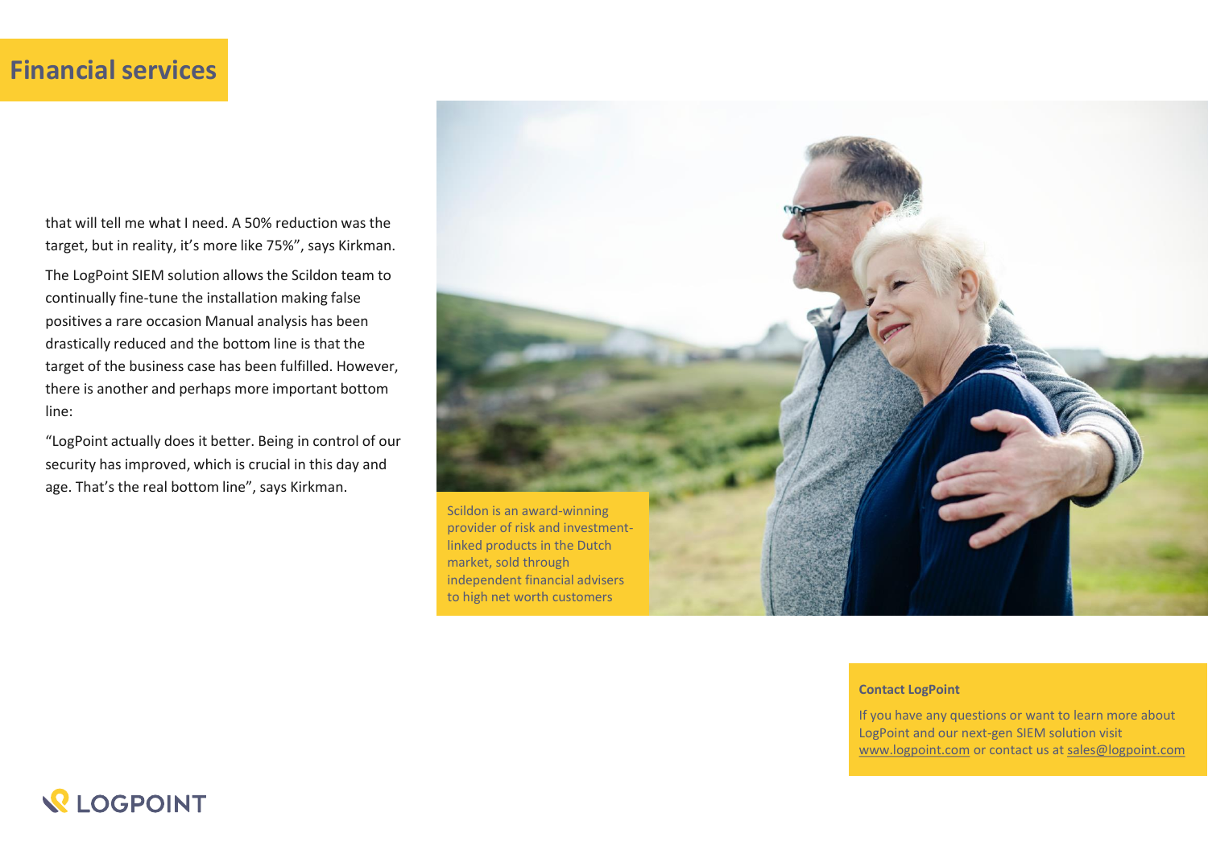# Financial services

that will tell me what I need. A 50% reduction was the target, but in reality, it's more like 75%", says Kirkman.

The LogPoint SIEM solution allows the Scildon team to continually fine-tune the installation making false positives a rare occasion Manual analysis has been drastically reduced and the bottom line is that the target of the business case has been fulfilled. However, there is another and perhaps more important bottom line:

"LogPoint actually does it better. Being in control of our security has improved, which is crucial in this day and age. That's the real bottom line", says Kirkman.

Scildon is an award-winning provider of risk and investment-linked products in the Dutch market, sold through independent financial advisers to high net worth customers

**Contact LogPoint**

If you have any questions or want to learn more about LogPoint and our next-gen SIEM solution visit www.logpoint.com or contact us at sales@logpoint.com